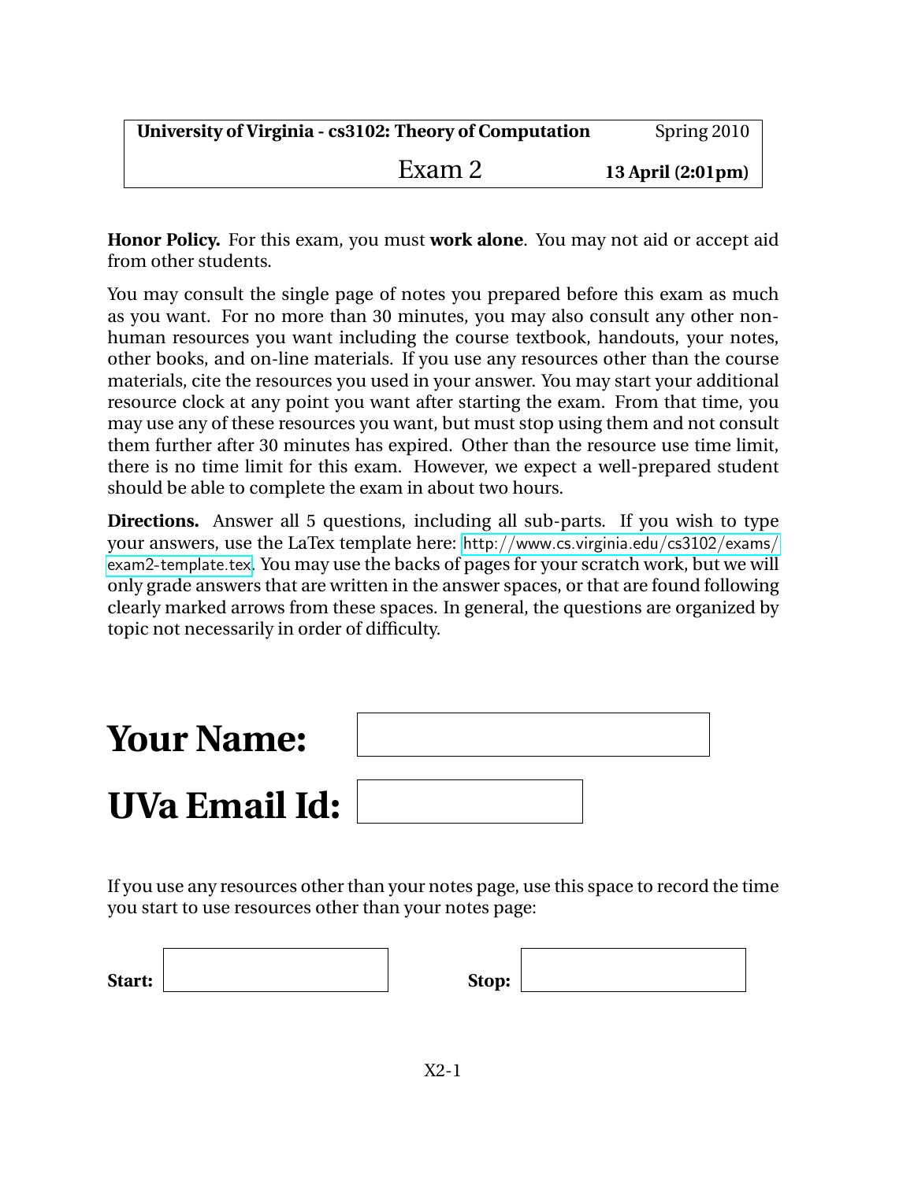| **University of Virginia - cs3102: Theory of Computation** | Spring 2010 |
| --- | --- |
| Exam 2 | **13 April (2:01pm)** |

**Honor Policy.** For this exam, you must **work alone**. You may not aid or accept aid from other students.

You may consult the single page of notes you prepared before this exam as much as you want. For no more than 30 minutes, you may also consult any other non-human resources you want including the course textbook, handouts, your notes, other books, and on-line materials. If you use any resources other than the course materials, cite the resources you used in your answer. You may start your additional resource clock at any point you want after starting the exam. From that time, you may use any of these resources you want, but must stop using them and not consult them further after 30 minutes has expired. Other than the resource use time limit, there is no time limit for this exam. However, we expect a well-prepared student should be able to complete the exam in about two hours.

**Directions.** Answer all 5 questions, including all sub-parts. If you wish to type your answers, use the LaTex template here: http://www.cs.virginia.edu/cs3102/exams/exam2-template.tex. You may use the backs of pages for your scratch work, but we will only grade answers that are written in the answer spaces, or that are found following clearly marked arrows from these spaces. In general, the questions are organized by topic not necessarily in order of difficulty.

# Your Name:

# UVa Email Id:

If you use any resources other than your notes page, use this space to record the time you start to use resources other than your notes page:

**Start:** &nbsp;&nbsp;&nbsp;&nbsp;&nbsp;&nbsp;&nbsp;&nbsp;&nbsp;&nbsp;&nbsp;&nbsp;&nbsp;&nbsp;&nbsp;&nbsp;&nbsp;&nbsp;&nbsp;&nbsp; **Stop:**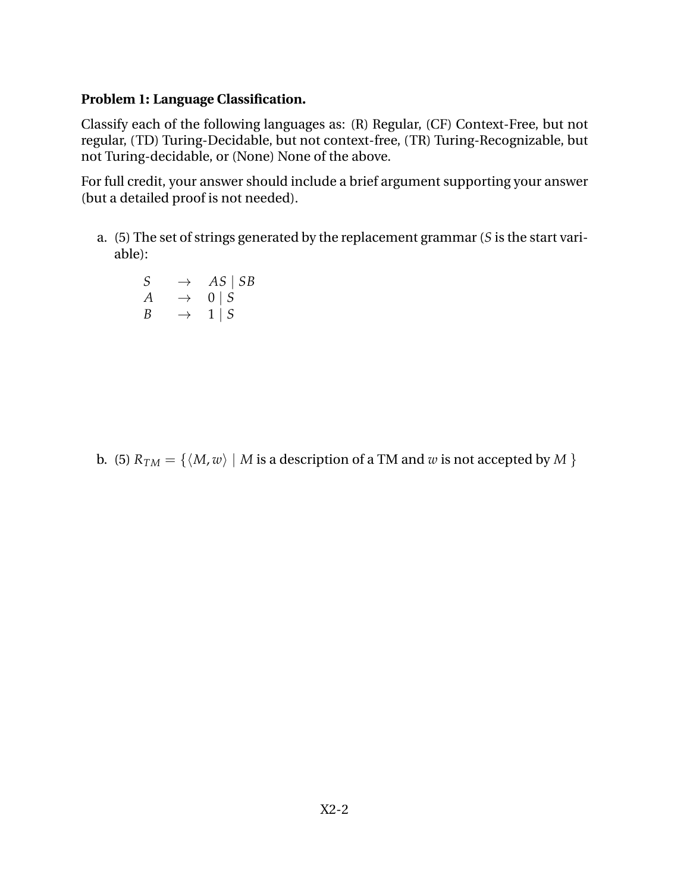**Problem 1: Language Classification.**

Classify each of the following languages as: (R) Regular, (CF) Context-Free, but not regular, (TD) Turing-Decidable, but not context-free, (TR) Turing-Recognizable, but not Turing-decidable, or (None) None of the above.

For full credit, your answer should include a brief argument supporting your answer (but a detailed proof is not needed).

a. (5) The set of strings generated by the replacement grammar ($S$ is the start variable):

$$
\begin{array}{lll}
S & \rightarrow & AS \mid SB \\
A & \rightarrow & 0 \mid S \\
B & \rightarrow & 1 \mid S
\end{array}
$$

b. (5) $R_{TM} = \{\langle M, w\rangle \mid M \text{ is a description of a TM and } w \text{ is not accepted by } M\ \}$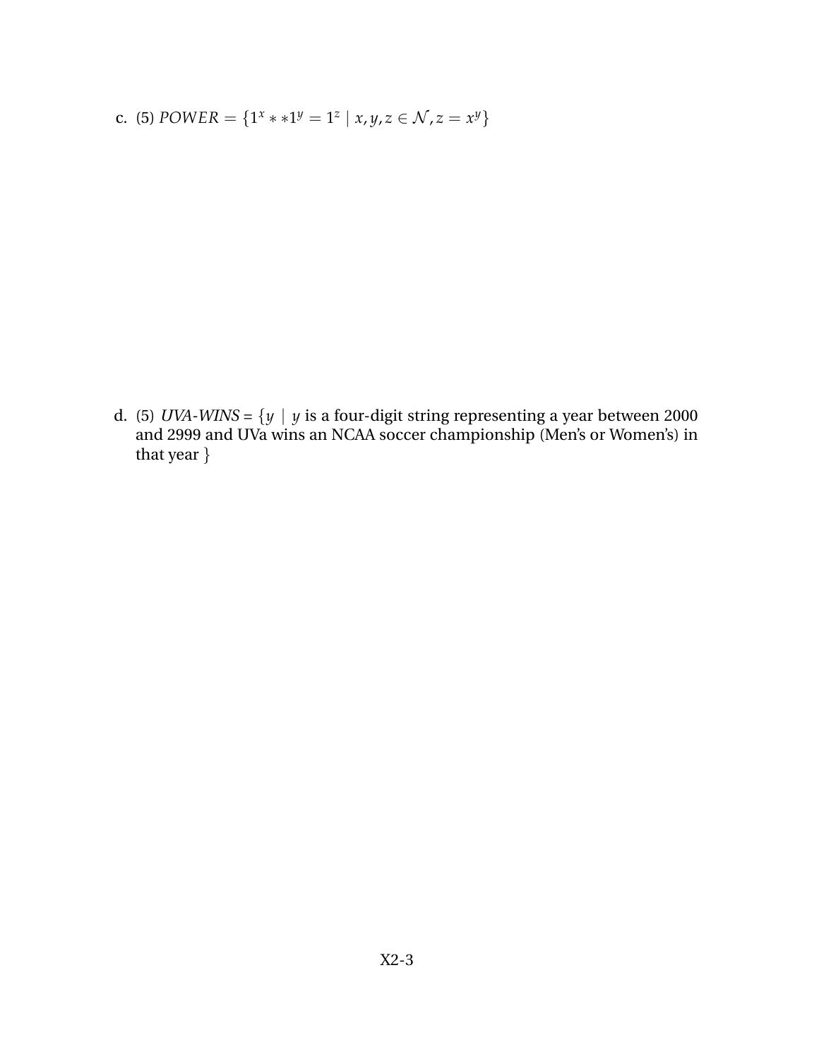c. (5) $POWER = \{1^x ** 1^y = 1^z \mid x, y, z \in \mathcal{N}, z = x^y\}$

d. (5) *UVA-WINS* = $\{y \mid y$ is a four-digit string representing a year between 2000 and 2999 and UVa wins an NCAA soccer championship (Men's or Women's) in that year $\}$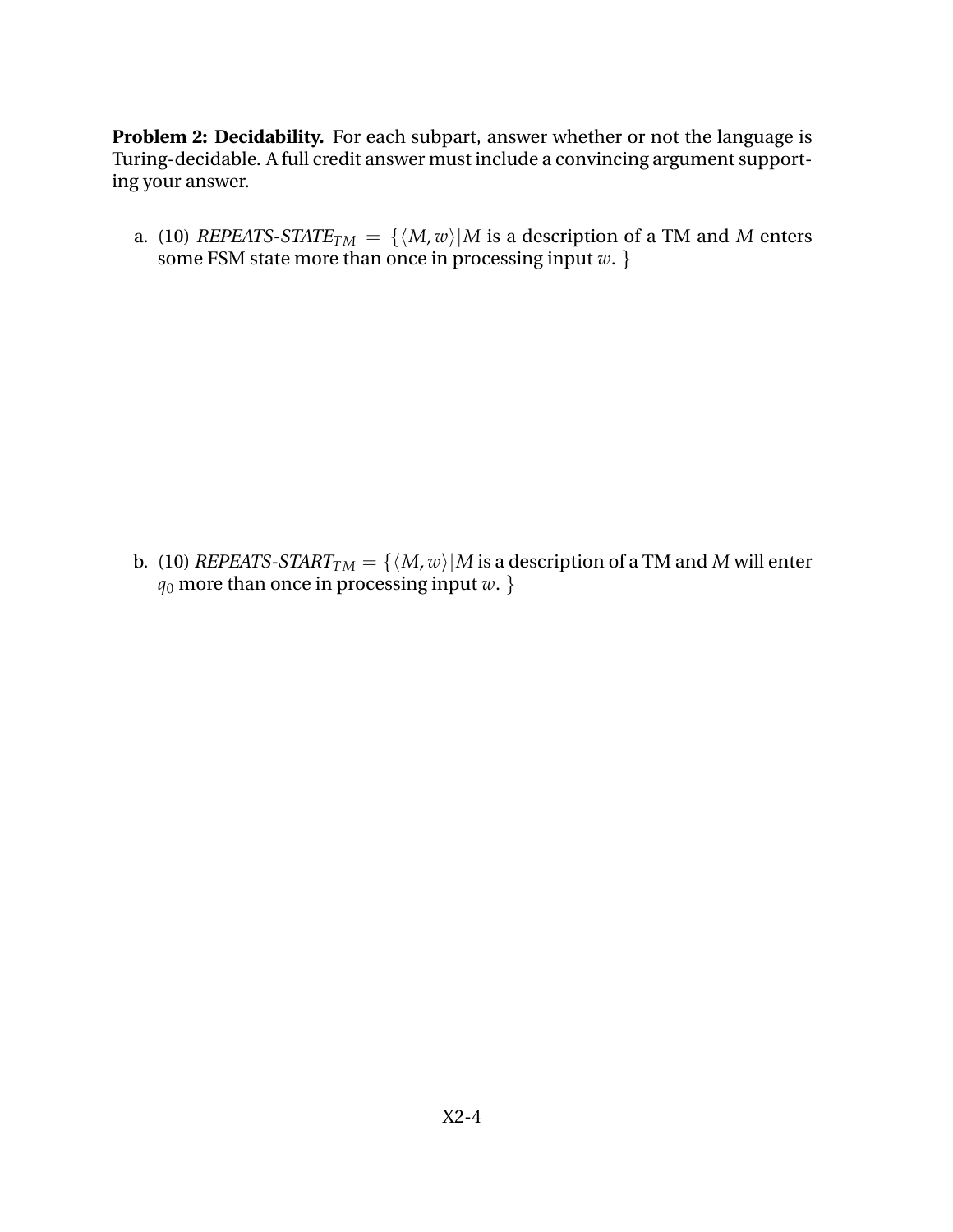**Problem 2: Decidability.** For each subpart, answer whether or not the language is Turing-decidable. A full credit answer must include a convincing argument supporting your answer.

a. (10) $\textit{REPEATS-STATE}_{TM} = \{\langle M, w\rangle | M$ is a description of a TM and $M$ enters some FSM state more than once in processing input $w$. $\}$

b. (10) $\textit{REPEATS-START}_{TM} = \{\langle M, w\rangle | M$ is a description of a TM and $M$ will enter $q_0$ more than once in processing input $w$. $\}$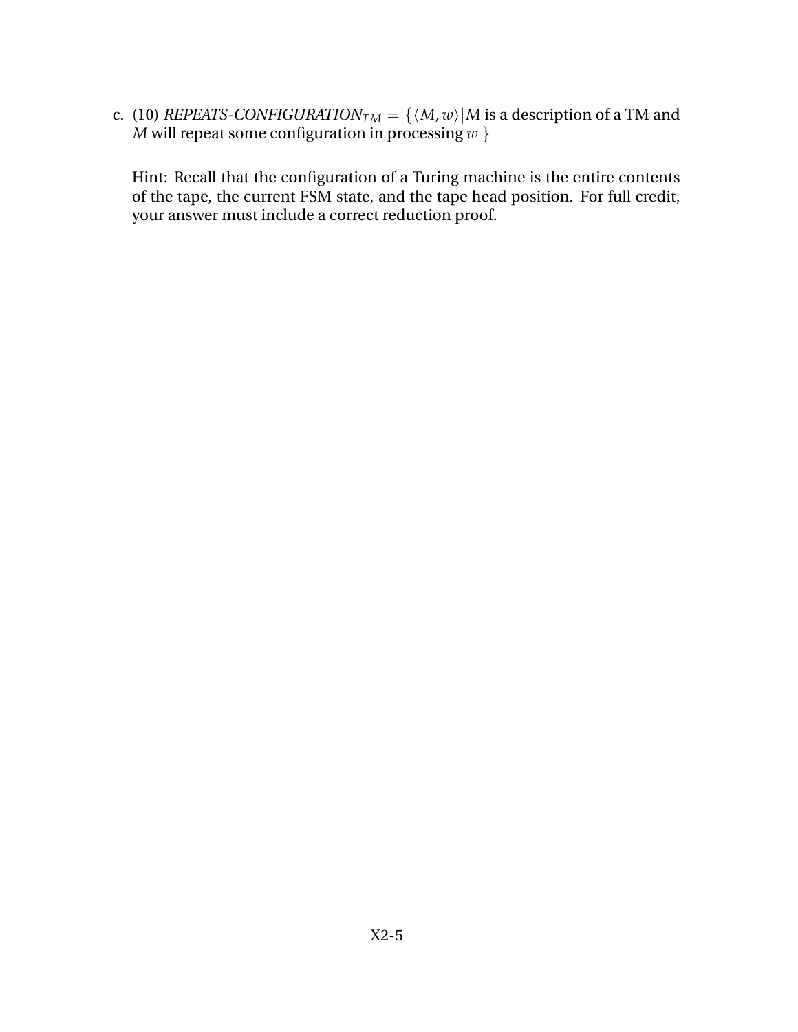c. (10) *REPEATS-CONFIGURATION*$_{TM}$ $= \{\langle M, w\rangle | M$ is a description of a TM and $M$ will repeat some configuration in processing $w$ $\}$

Hint: Recall that the configuration of a Turing machine is the entire contents of the tape, the current FSM state, and the tape head position. For full credit, your answer must include a correct reduction proof.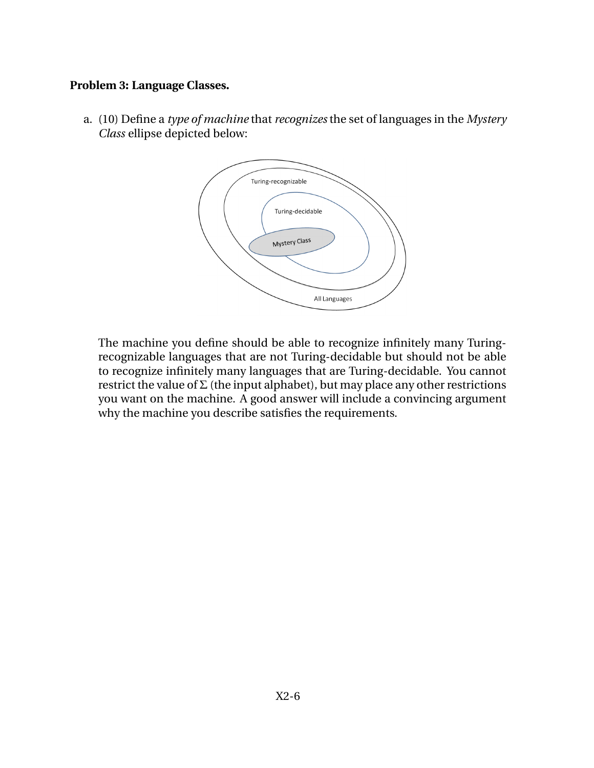**Problem 3: Language Classes.**

a. (10) Define a *type of machine* that *recognizes* the set of languages in the *Mystery Class* ellipse depicted below:

   The machine you define should be able to recognize infinitely many Turing-recognizable languages that are not Turing-decidable but should not be able to recognize infinitely many languages that are Turing-decidable. You cannot restrict the value of Σ (the input alphabet), but may place any other restrictions you want on the machine. A good answer will include a convincing argument why the machine you describe satisfies the requirements.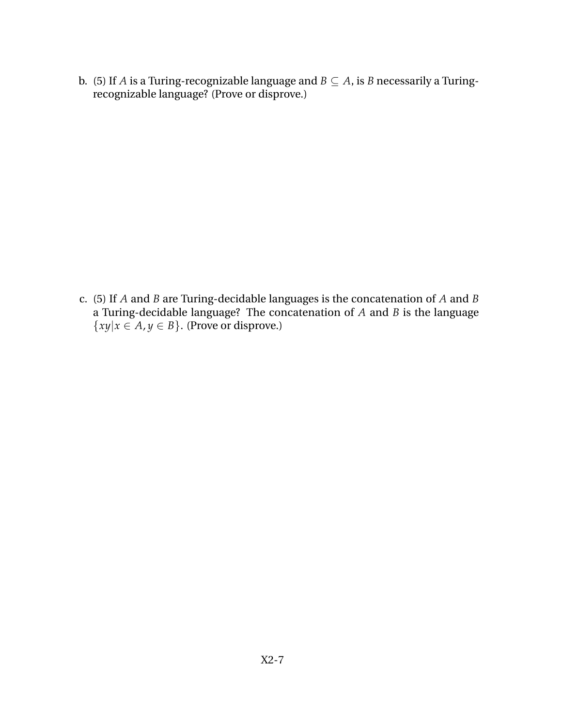b. (5) If $A$ is a Turing-recognizable language and $B \subseteq A$, is $B$ necessarily a Turing-recognizable language? (Prove or disprove.)

c. (5) If $A$ and $B$ are Turing-decidable languages is the concatenation of $A$ and $B$ a Turing-decidable language? The concatenation of $A$ and $B$ is the language $\{xy | x \in A, y \in B\}$. (Prove or disprove.)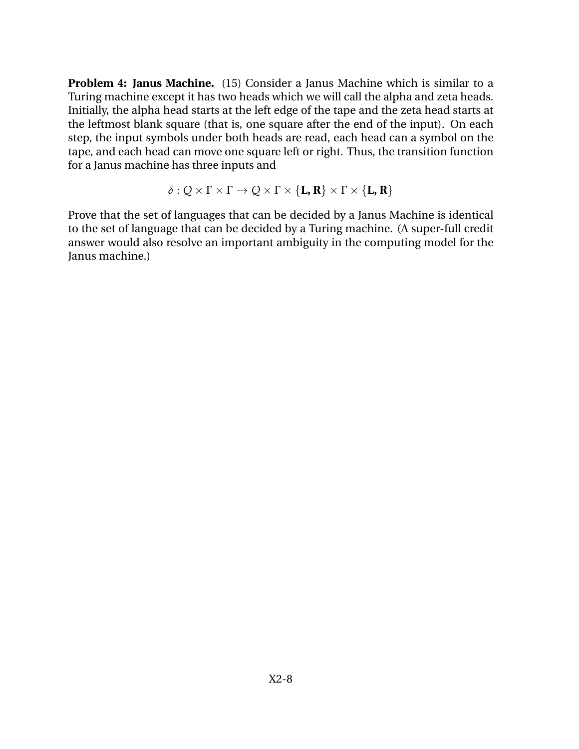**Problem 4: Janus Machine.** (15) Consider a Janus Machine which is similar to a Turing machine except it has two heads which we will call the alpha and zeta heads. Initially, the alpha head starts at the left edge of the tape and the zeta head starts at the leftmost blank square (that is, one square after the end of the input). On each step, the input symbols under both heads are read, each head can a symbol on the tape, and each head can move one square left or right. Thus, the transition function for a Janus machine has three inputs and

$$\delta : Q \times \Gamma \times \Gamma \rightarrow Q \times \Gamma \times \{\mathbf{L}, \mathbf{R}\} \times \Gamma \times \{\mathbf{L}, \mathbf{R}\}$$

Prove that the set of languages that can be decided by a Janus Machine is identical to the set of language that can be decided by a Turing machine. (A super-full credit answer would also resolve an important ambiguity in the computing model for the Janus machine.)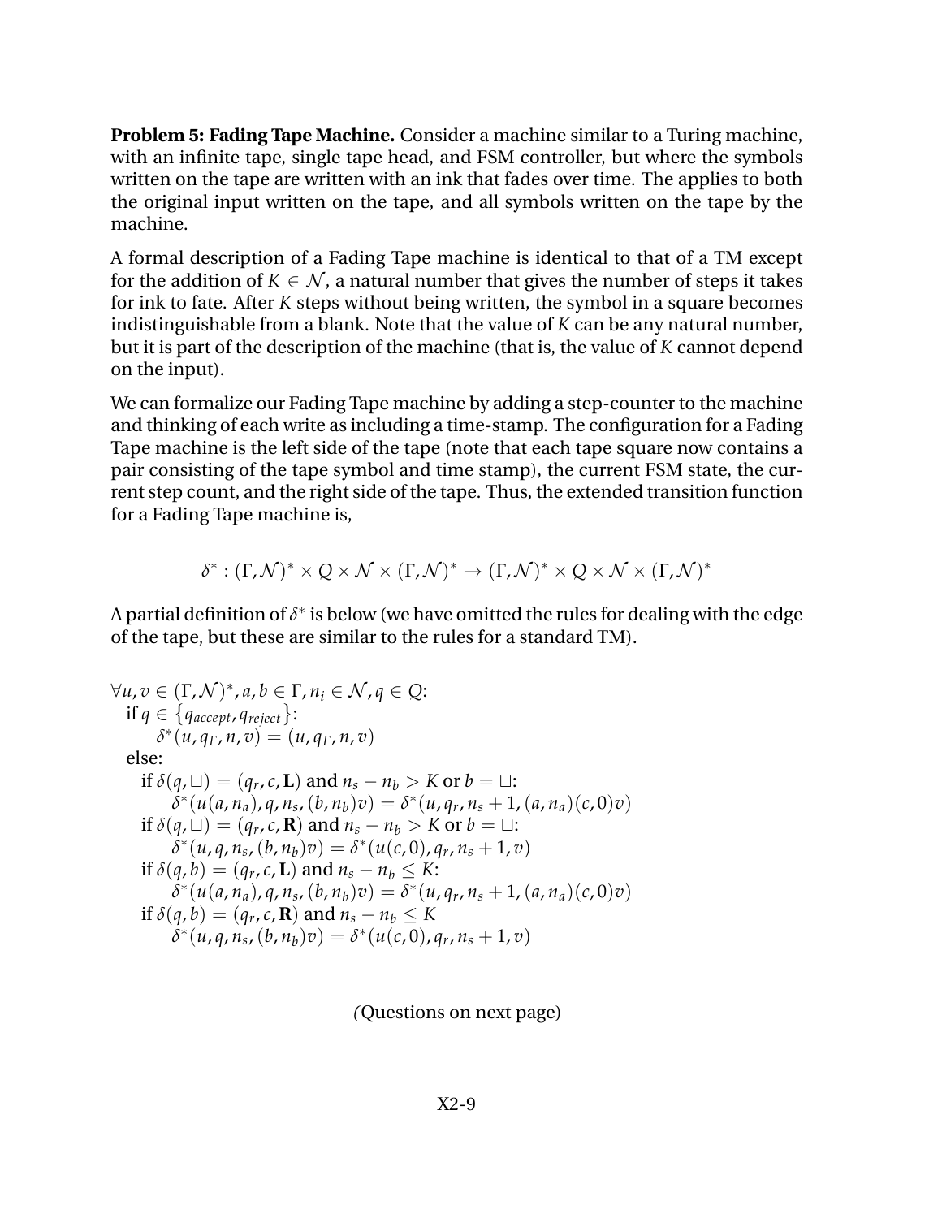**Problem 5: Fading Tape Machine.** Consider a machine similar to a Turing machine, with an infinite tape, single tape head, and FSM controller, but where the symbols written on the tape are written with an ink that fades over time. The applies to both the original input written on the tape, and all symbols written on the tape by the machine.

A formal description of a Fading Tape machine is identical to that of a TM except for the addition of $K \in \mathcal{N}$, a natural number that gives the number of steps it takes for ink to fate. After $K$ steps without being written, the symbol in a square becomes indistinguishable from a blank. Note that the value of $K$ can be any natural number, but it is part of the description of the machine (that is, the value of $K$ cannot depend on the input).

We can formalize our Fading Tape machine by adding a step-counter to the machine and thinking of each write as including a time-stamp. The configuration for a Fading Tape machine is the left side of the tape (note that each tape square now contains a pair consisting of the tape symbol and time stamp), the current FSM state, the current step count, and the right side of the tape. Thus, the extended transition function for a Fading Tape machine is,

$$\delta^* : (\Gamma, \mathcal{N})^* \times Q \times \mathcal{N} \times (\Gamma, \mathcal{N})^* \rightarrow (\Gamma, \mathcal{N})^* \times Q \times \mathcal{N} \times (\Gamma, \mathcal{N})^*$$

A partial definition of $\delta^*$ is below (we have omitted the rules for dealing with the edge of the tape, but these are similar to the rules for a standard TM).

$\forall u, v \in (\Gamma, \mathcal{N})^*, a, b \in \Gamma, n_i \in \mathcal{N}, q \in Q$:
&nbsp;&nbsp;if $q \in \{q_{accept}, q_{reject}\}$:
&nbsp;&nbsp;&nbsp;&nbsp;&nbsp;&nbsp;$\delta^*(u, q_F, n, v) = (u, q_F, n, v)$
&nbsp;&nbsp;else:
&nbsp;&nbsp;&nbsp;&nbsp;if $\delta(q, \sqcup) = (q_r, c, \mathbf{L})$ and $n_s - n_b > K$ or $b = \sqcup$:
&nbsp;&nbsp;&nbsp;&nbsp;&nbsp;&nbsp;&nbsp;&nbsp;$\delta^*(u(a, n_a), q, n_s, (b, n_b)v) = \delta^*(u, q_r, n_s + 1, (a, n_a)(c, 0)v)$
&nbsp;&nbsp;&nbsp;&nbsp;if $\delta(q, \sqcup) = (q_r, c, \mathbf{R})$ and $n_s - n_b > K$ or $b = \sqcup$:
&nbsp;&nbsp;&nbsp;&nbsp;&nbsp;&nbsp;&nbsp;&nbsp;$\delta^*(u, q, n_s, (b, n_b)v) = \delta^*(u(c, 0), q_r, n_s + 1, v)$
&nbsp;&nbsp;&nbsp;&nbsp;if $\delta(q, b) = (q_r, c, \mathbf{L})$ and $n_s - n_b \leq K$:
&nbsp;&nbsp;&nbsp;&nbsp;&nbsp;&nbsp;&nbsp;&nbsp;$\delta^*(u(a, n_a), q, n_s, (b, n_b)v) = \delta^*(u, q_r, n_s + 1, (a, n_a)(c, 0)v)$
&nbsp;&nbsp;&nbsp;&nbsp;if $\delta(q, b) = (q_r, c, \mathbf{R})$ and $n_s - n_b \leq K$
&nbsp;&nbsp;&nbsp;&nbsp;&nbsp;&nbsp;&nbsp;&nbsp;$\delta^*(u, q, n_s, (b, n_b)v) = \delta^*(u(c, 0), q_r, n_s + 1, v)$

(Questions on next page)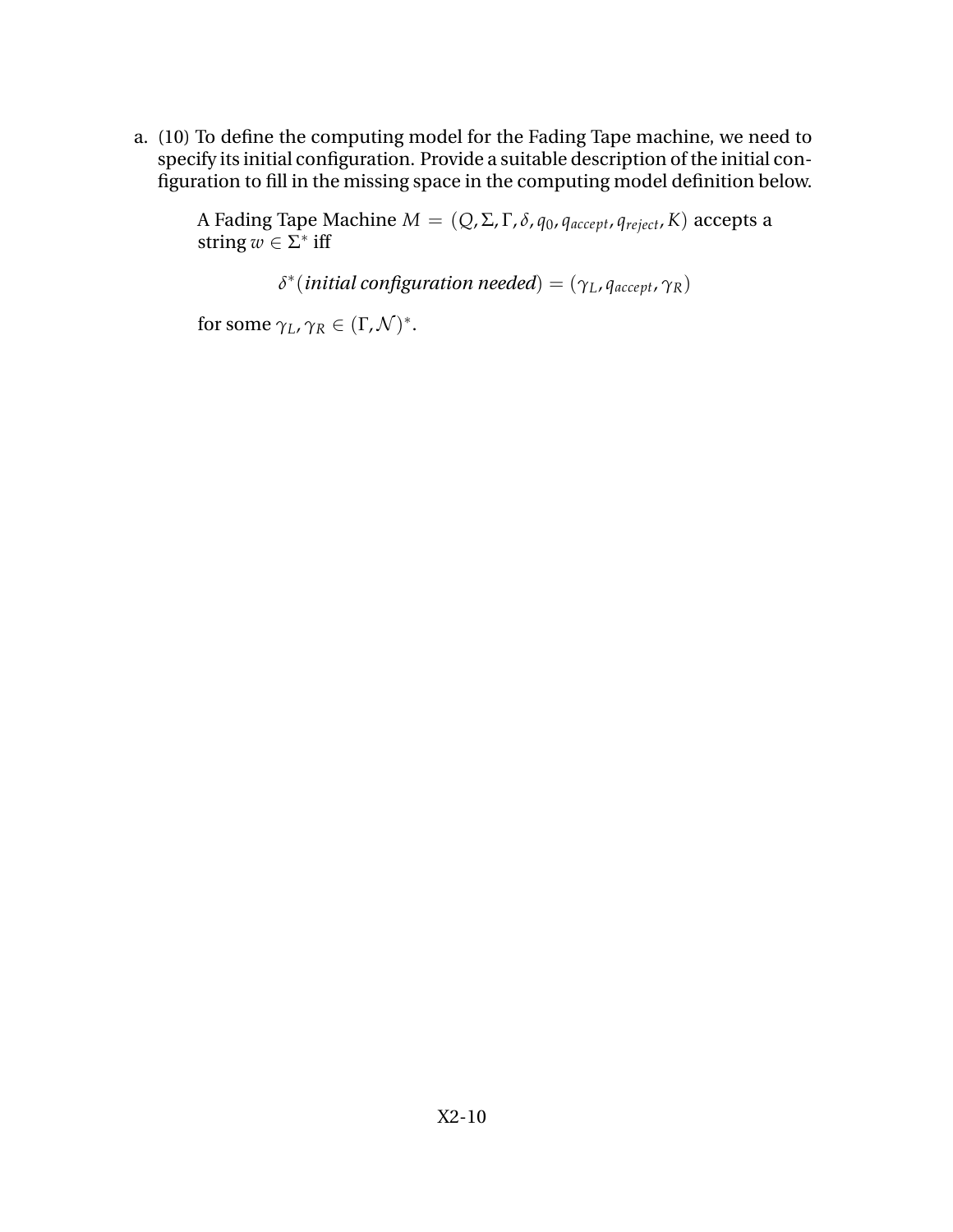a. (10) To define the computing model for the Fading Tape machine, we need to specify its initial configuration. Provide a suitable description of the initial configuration to fill in the missing space in the computing model definition below.

   A Fading Tape Machine $M = (Q, \Sigma, \Gamma, \delta, q_0, q_{accept}, q_{reject}, K)$ accepts a string $w \in \Sigma^*$ iff

   $$\delta^*(\textit{\textbf{initial configuration needed}}) = (\gamma_L, q_{accept}, \gamma_R)$$

   for some $\gamma_L, \gamma_R \in (\Gamma, \mathcal{N})^*$.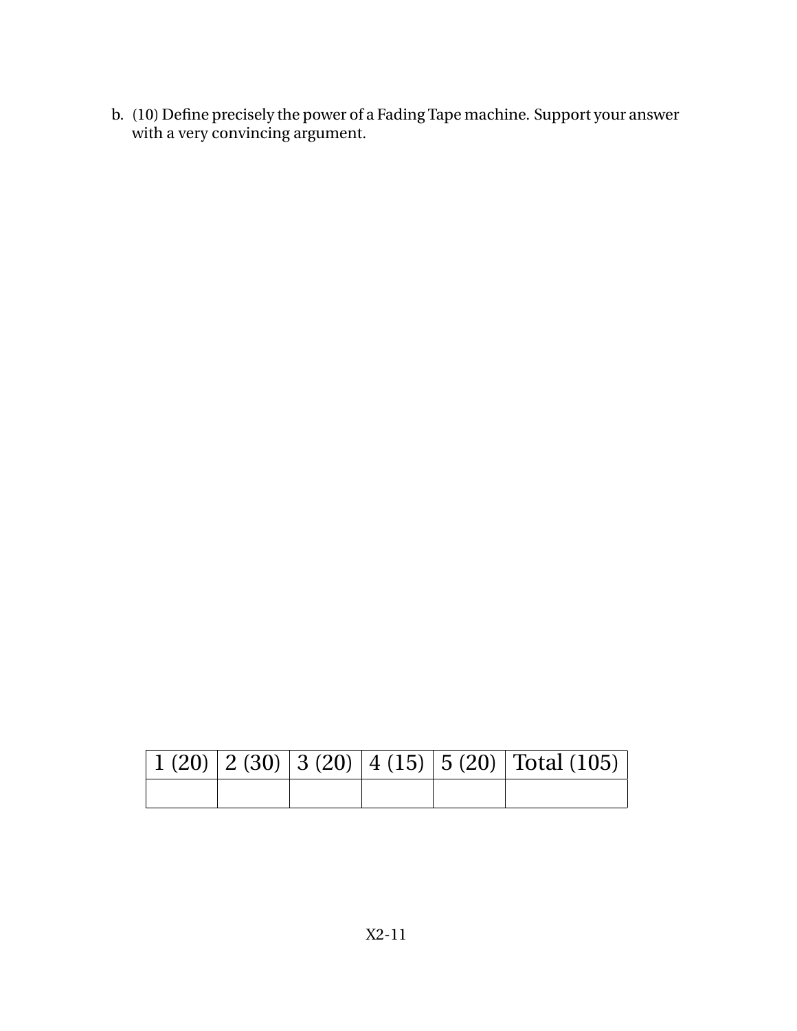b. (10) Define precisely the power of a Fading Tape machine. Support your answer with a very convincing argument.

| 1 (20) | 2 (30) | 3 (20) | 4 (15) | 5 (20) | Total (105) |
|---|---|---|---|---|---|
| | | | | | |